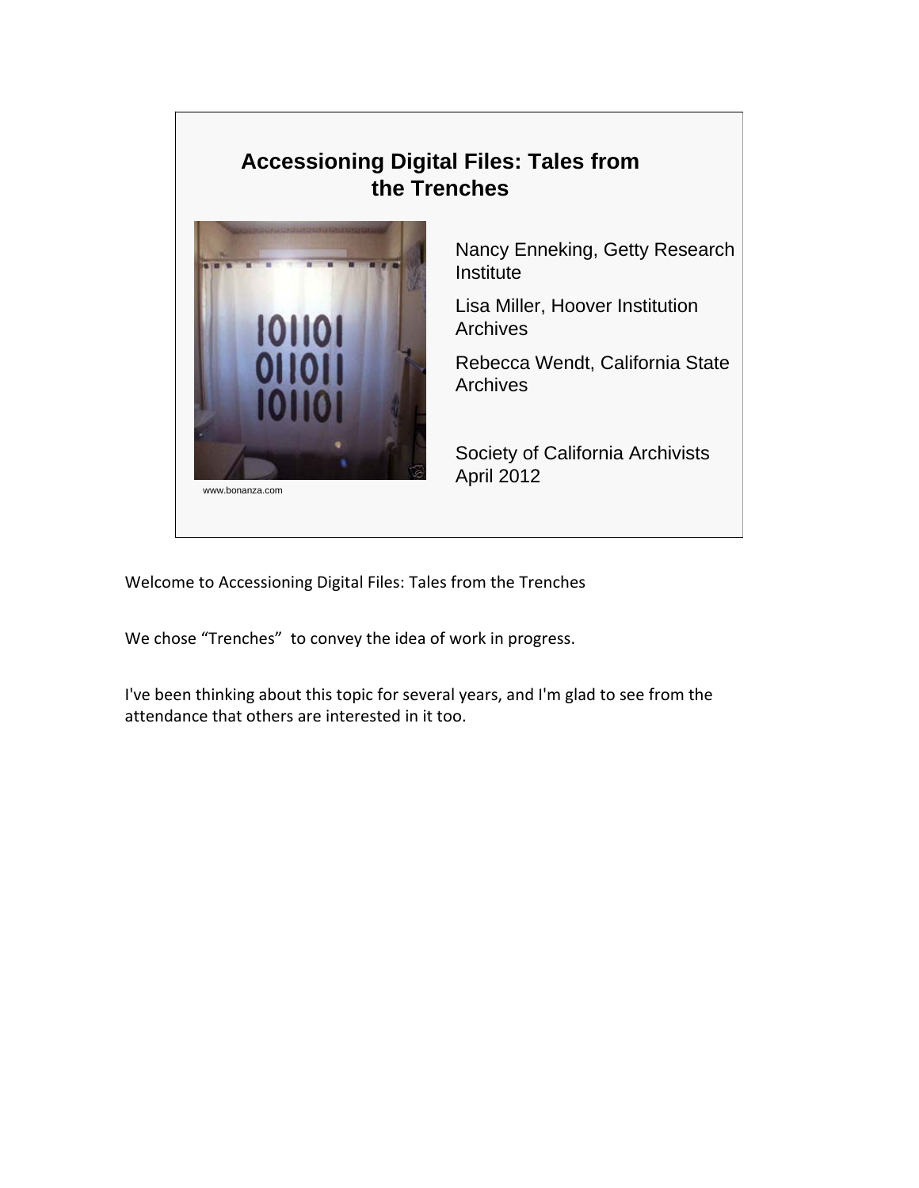# Accessioning Digital Files: Tales from the Trenches

www.bonanza.com

Nancy Enneking, Getty Research Institute

Lisa Miller, Hoover Institution Archives

Rebecca Wendt, California State Archives

Society of California Archivists
April 2012

Welcome to Accessioning Digital Files: Tales from the Trenches

We chose "Trenches" to convey the idea of work in progress.

I've been thinking about this topic for several years, and I'm glad to see from the attendance that others are interested in it too.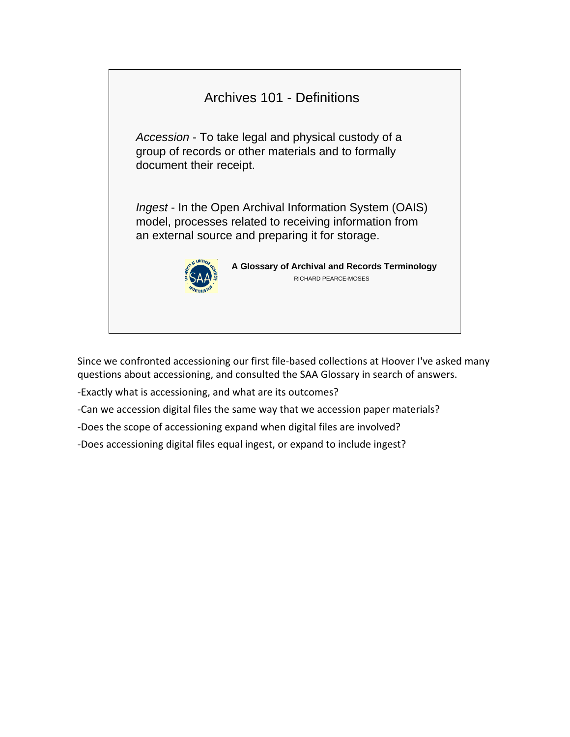## Archives 101 - Definitions

*Accession* - To take legal and physical custody of a group of records or other materials and to formally document their receipt.

*Ingest* - In the Open Archival Information System (OAIS) model, processes related to receiving information from an external source and preparing it for storage.

**A Glossary of Archival and Records Terminology**
RICHARD PEARCE-MOSES

Since we confronted accessioning our first file-based collections at Hoover I've asked many questions about accessioning, and consulted the SAA Glossary in search of answers.

-Exactly what is accessioning, and what are its outcomes?

-Can we accession digital files the same way that we accession paper materials?

-Does the scope of accessioning expand when digital files are involved?

-Does accessioning digital files equal ingest, or expand to include ingest?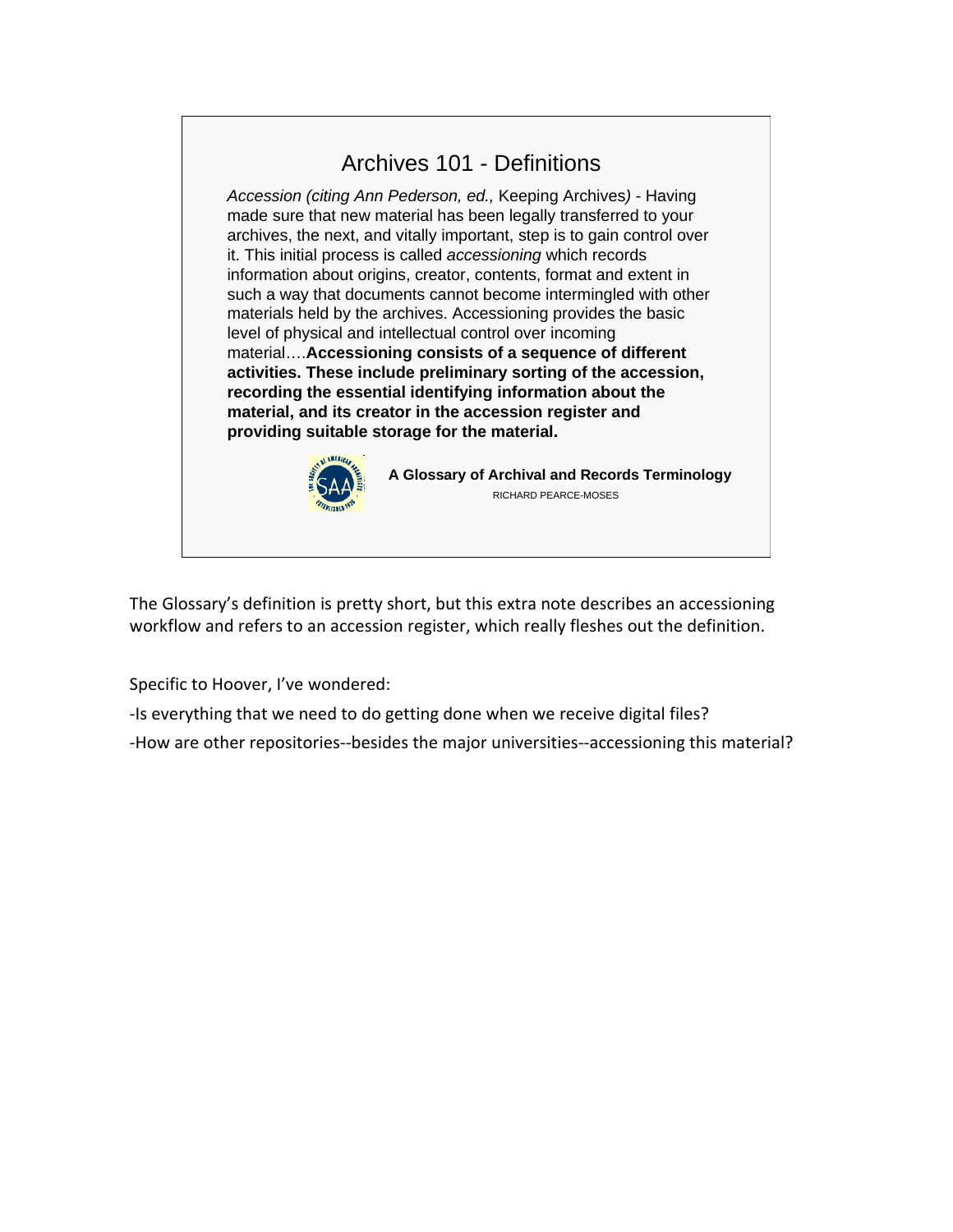## Archives 101 - Definitions

*Accession (citing Ann Pederson, ed.,* Keeping Archives*)* - Having made sure that new material has been legally transferred to your archives, the next, and vitally important, step is to gain control over it. This initial process is called *accessioning* which records information about origins, creator, contents, format and extent in such a way that documents cannot become intermingled with other materials held by the archives. Accessioning provides the basic level of physical and intellectual control over incoming material….**Accessioning consists of a sequence of different activities. These include preliminary sorting of the accession, recording the essential identifying information about the material, and its creator in the accession register and providing suitable storage for the material.**

**A Glossary of Archival and Records Terminology**
RICHARD PEARCE-MOSES

The Glossary's definition is pretty short, but this extra note describes an accessioning workflow and refers to an accession register, which really fleshes out the definition.

Specific to Hoover, I've wondered:

-Is everything that we need to do getting done when we receive digital files?

-How are other repositories--besides the major universities--accessioning this material?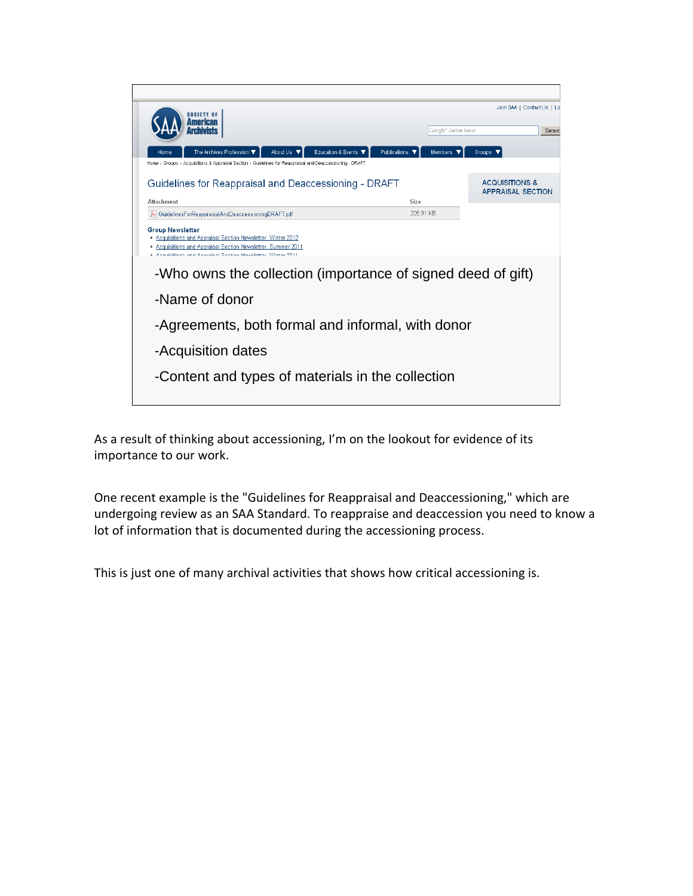Guidelines for Reappraisal and Deaccessioning - DRAFT

ACQUISITIONS & APPRAISAL SECTION

| Attachment | Size |
| --- | --- |
| GuidelinesForReappraisalAndDeaccessioningDRAFT.pdf | 225.91 KB |

**Group Newsletter**

- Acquisitions and Appraisal Section Newsletter, Winter 2012
- Acquisitions and Appraisal Section Newsletter, Summer 2011

-Who owns the collection (importance of signed deed of gift)

-Name of donor

-Agreements, both formal and informal, with donor

-Acquisition dates

-Content and types of materials in the collection

As a result of thinking about accessioning, I'm on the lookout for evidence of its importance to our work.

One recent example is the "Guidelines for Reappraisal and Deaccessioning," which are undergoing review as an SAA Standard. To reappraise and deaccession you need to know a lot of information that is documented during the accessioning process.

This is just one of many archival activities that shows how critical accessioning is.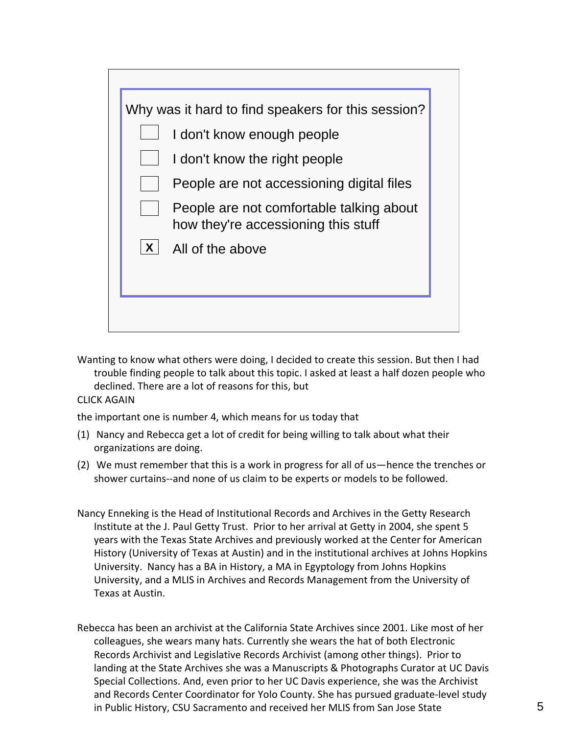Why was it hard to find speakers for this session?

- [ ] I don't know enough people
- [ ] I don't know the right people
- [ ] People are not accessioning digital files
- [ ] People are not comfortable talking about how they're accessioning this stuff
- [x] All of the above

Wanting to know what others were doing, I decided to create this session. But then I had trouble finding people to talk about this topic. I asked at least a half dozen people who declined. There are a lot of reasons for this, but

CLICK AGAIN

the important one is number 4, which means for us today that

(1) Nancy and Rebecca get a lot of credit for being willing to talk about what their organizations are doing.

(2) We must remember that this is a work in progress for all of us—hence the trenches or shower curtains--and none of us claim to be experts or models to be followed.

Nancy Enneking is the Head of Institutional Records and Archives in the Getty Research Institute at the J. Paul Getty Trust. Prior to her arrival at Getty in 2004, she spent 5 years with the Texas State Archives and previously worked at the Center for American History (University of Texas at Austin) and in the institutional archives at Johns Hopkins University. Nancy has a BA in History, a MA in Egyptology from Johns Hopkins University, and a MLIS in Archives and Records Management from the University of Texas at Austin.

Rebecca has been an archivist at the California State Archives since 2001. Like most of her colleagues, she wears many hats. Currently she wears the hat of both Electronic Records Archivist and Legislative Records Archivist (among other things). Prior to landing at the State Archives she was a Manuscripts & Photographs Curator at UC Davis Special Collections. And, even prior to her UC Davis experience, she was the Archivist and Records Center Coordinator for Yolo County. She has pursued graduate-level study in Public History, CSU Sacramento and received her MLIS from San Jose State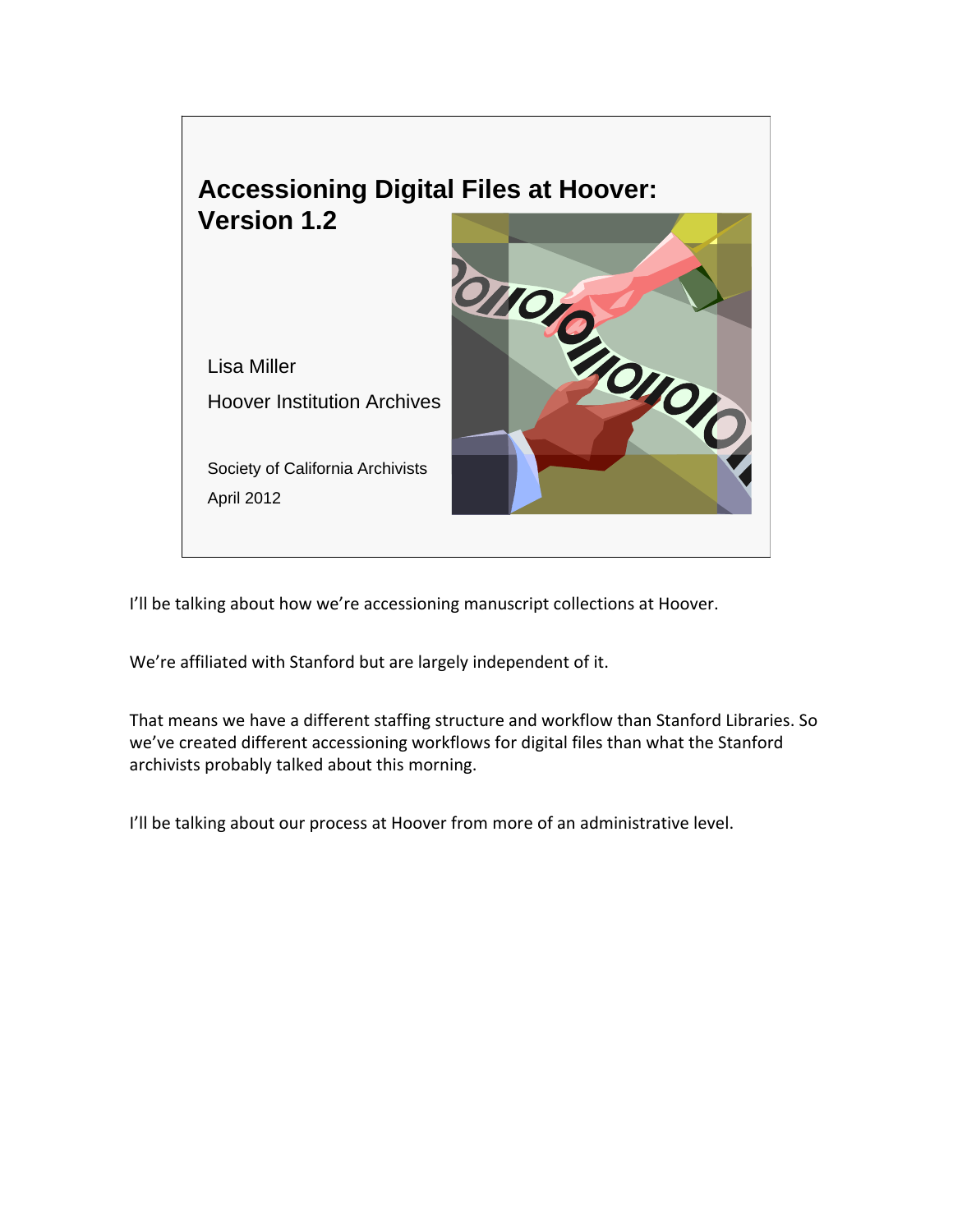# Accessioning Digital Files at Hoover: Version 1.2

Lisa Miller

Hoover Institution Archives

Society of California Archivists

April 2012

I'll be talking about how we're accessioning manuscript collections at Hoover.

We're affiliated with Stanford but are largely independent of it.

That means we have a different staffing structure and workflow than Stanford Libraries. So we've created different accessioning workflows for digital files than what the Stanford archivists probably talked about this morning.

I'll be talking about our process at Hoover from more of an administrative level.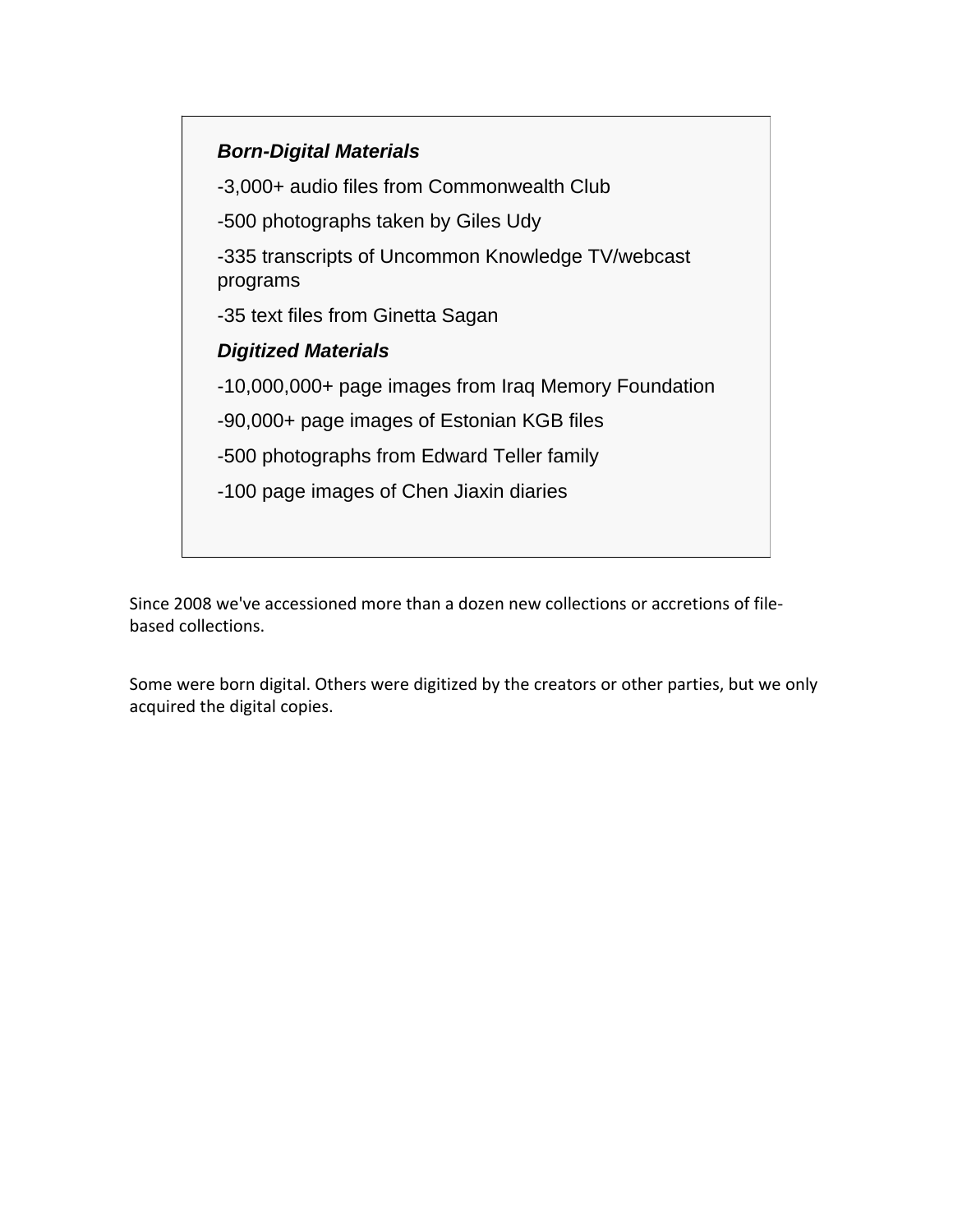***Born-Digital Materials***

-3,000+ audio files from Commonwealth Club

-500 photographs taken by Giles Udy

-335 transcripts of Uncommon Knowledge TV/webcast programs

-35 text files from Ginetta Sagan

***Digitized Materials***

-10,000,000+ page images from Iraq Memory Foundation

-90,000+ page images of Estonian KGB files

-500 photographs from Edward Teller family

-100 page images of Chen Jiaxin diaries

Since 2008 we've accessioned more than a dozen new collections or accretions of file-based collections.

Some were born digital. Others were digitized by the creators or other parties, but we only acquired the digital copies.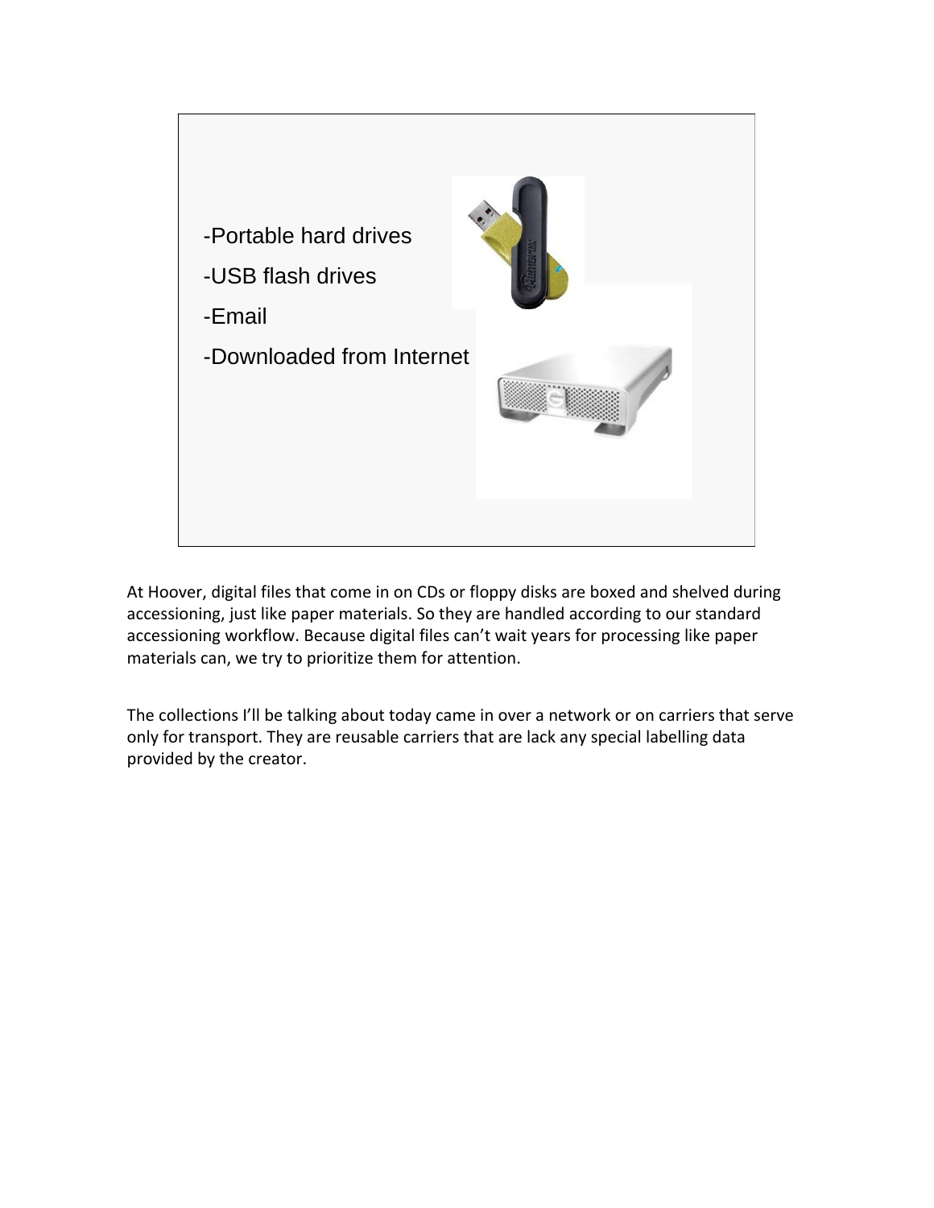-Portable hard drives

-USB flash drives

-Email

-Downloaded from Internet

At Hoover, digital files that come in on CDs or floppy disks are boxed and shelved during accessioning, just like paper materials. So they are handled according to our standard accessioning workflow. Because digital files can't wait years for processing like paper materials can, we try to prioritize them for attention.

The collections I'll be talking about today came in over a network or on carriers that serve only for transport. They are reusable carriers that are lack any special labelling data provided by the creator.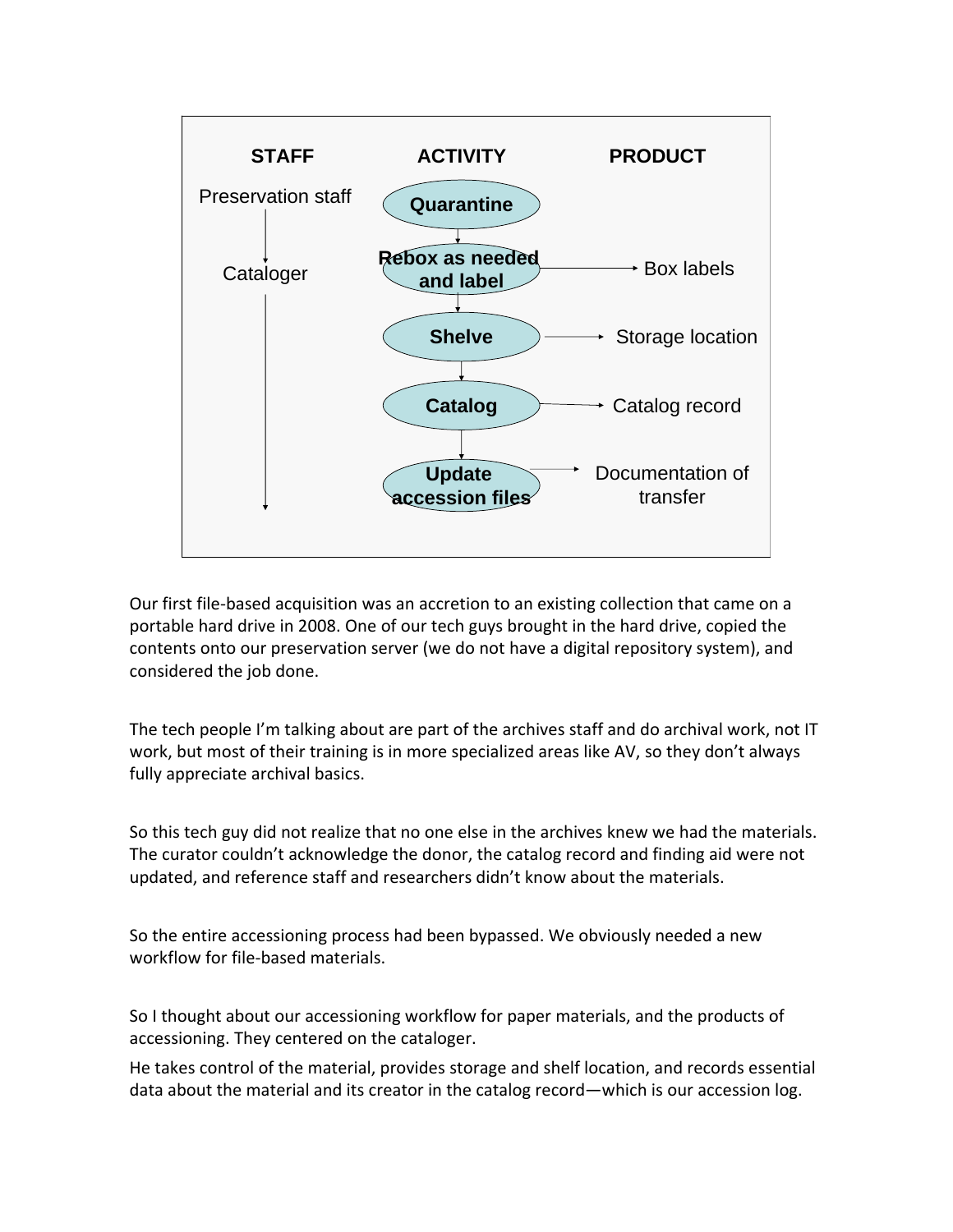| STAFF | ACTIVITY | PRODUCT |
|---|---|---|
| Preservation staff | **Quarantine** | |
| Cataloger | **Rebox as needed and label** | Box labels |
| | **Shelve** | Storage location |
| | **Catalog** | Catalog record |
| | **Update accession files** | Documentation of transfer |

Our first file-based acquisition was an accretion to an existing collection that came on a portable hard drive in 2008. One of our tech guys brought in the hard drive, copied the contents onto our preservation server (we do not have a digital repository system), and considered the job done.

The tech people I'm talking about are part of the archives staff and do archival work, not IT work, but most of their training is in more specialized areas like AV, so they don't always fully appreciate archival basics.

So this tech guy did not realize that no one else in the archives knew we had the materials. The curator couldn't acknowledge the donor, the catalog record and finding aid were not updated, and reference staff and researchers didn't know about the materials.

So the entire accessioning process had been bypassed. We obviously needed a new workflow for file-based materials.

So I thought about our accessioning workflow for paper materials, and the products of accessioning. They centered on the cataloger.

He takes control of the material, provides storage and shelf location, and records essential data about the material and its creator in the catalog record—which is our accession log.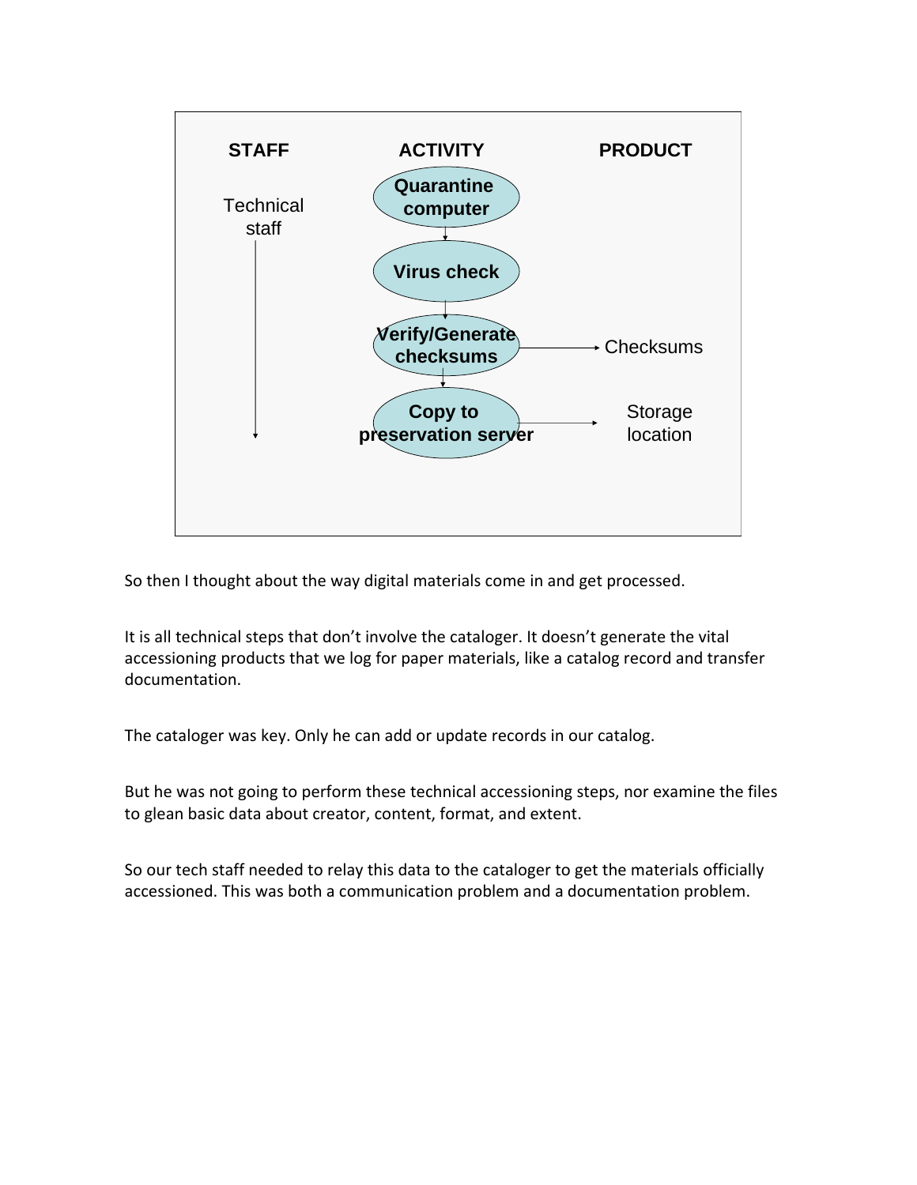| STAFF | ACTIVITY | PRODUCT |
| --- | --- | --- |
| Technical staff | Quarantine computer | |
| | Virus check | |
| | Verify/Generate checksums | Checksums |
| | Copy to preservation server | Storage location |

So then I thought about the way digital materials come in and get processed.

It is all technical steps that don't involve the cataloger. It doesn't generate the vital accessioning products that we log for paper materials, like a catalog record and transfer documentation.

The cataloger was key. Only he can add or update records in our catalog.

But he was not going to perform these technical accessioning steps, nor examine the files to glean basic data about creator, content, format, and extent.

So our tech staff needed to relay this data to the cataloger to get the materials officially accessioned. This was both a communication problem and a documentation problem.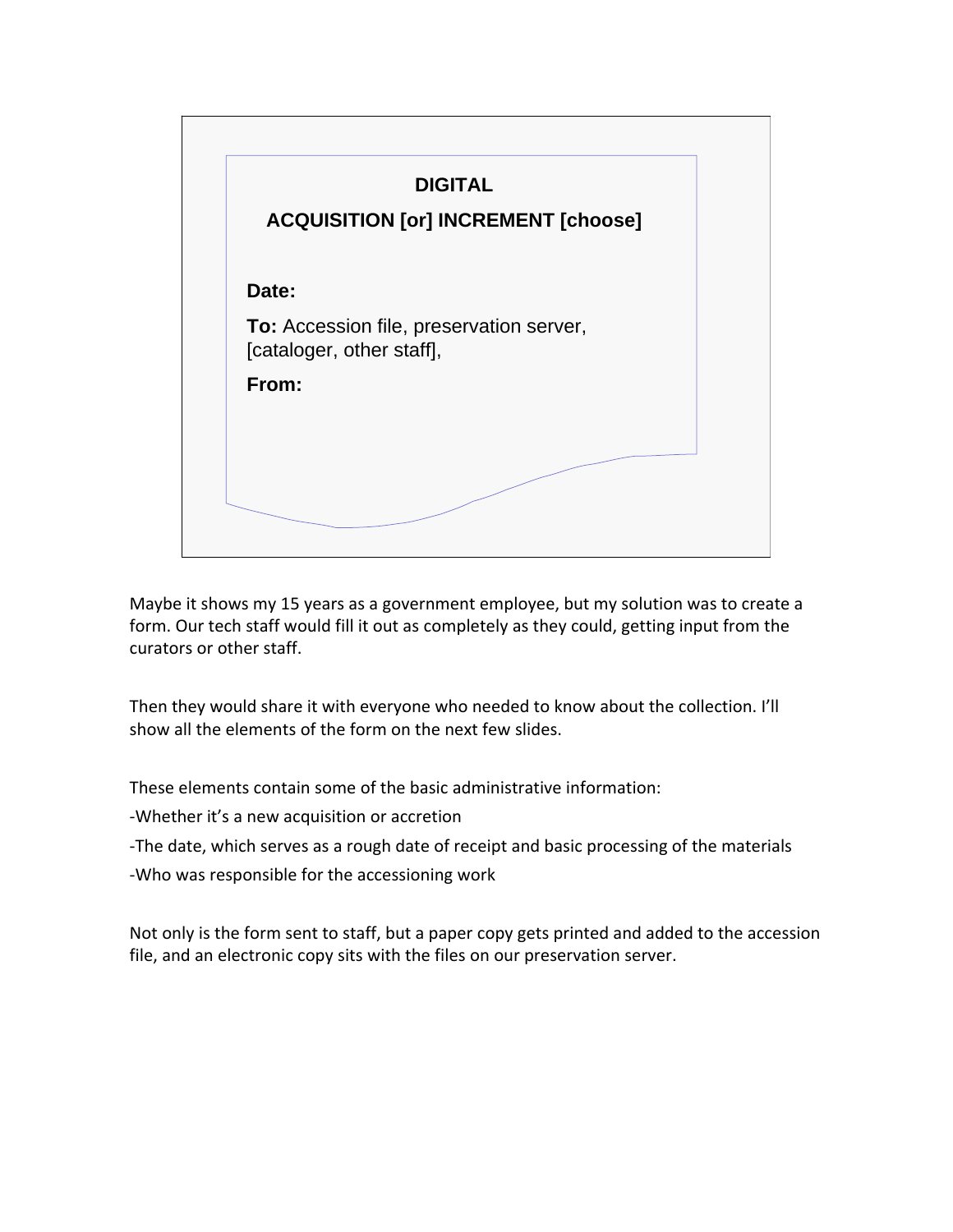**DIGITAL**

**ACQUISITION [or] INCREMENT [choose]**

**Date:**

**To:** Accession file, preservation server, [cataloger, other staff],

**From:**

Maybe it shows my 15 years as a government employee, but my solution was to create a form. Our tech staff would fill it out as completely as they could, getting input from the curators or other staff.

Then they would share it with everyone who needed to know about the collection. I'll show all the elements of the form on the next few slides.

These elements contain some of the basic administrative information:

-Whether it's a new acquisition or accretion

-The date, which serves as a rough date of receipt and basic processing of the materials

-Who was responsible for the accessioning work

Not only is the form sent to staff, but a paper copy gets printed and added to the accession file, and an electronic copy sits with the files on our preservation server.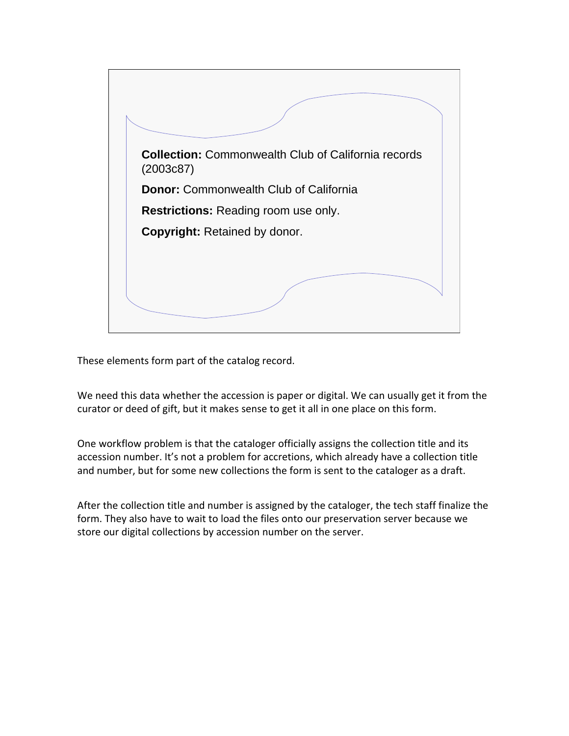**Collection:** Commonwealth Club of California records (2003c87)

**Donor:** Commonwealth Club of California

**Restrictions:** Reading room use only.

**Copyright:** Retained by donor.

These elements form part of the catalog record.

We need this data whether the accession is paper or digital. We can usually get it from the curator or deed of gift, but it makes sense to get it all in one place on this form.

One workflow problem is that the cataloger officially assigns the collection title and its accession number. It's not a problem for accretions, which already have a collection title and number, but for some new collections the form is sent to the cataloger as a draft.

After the collection title and number is assigned by the cataloger, the tech staff finalize the form. They also have to wait to load the files onto our preservation server because we store our digital collections by accession number on the server.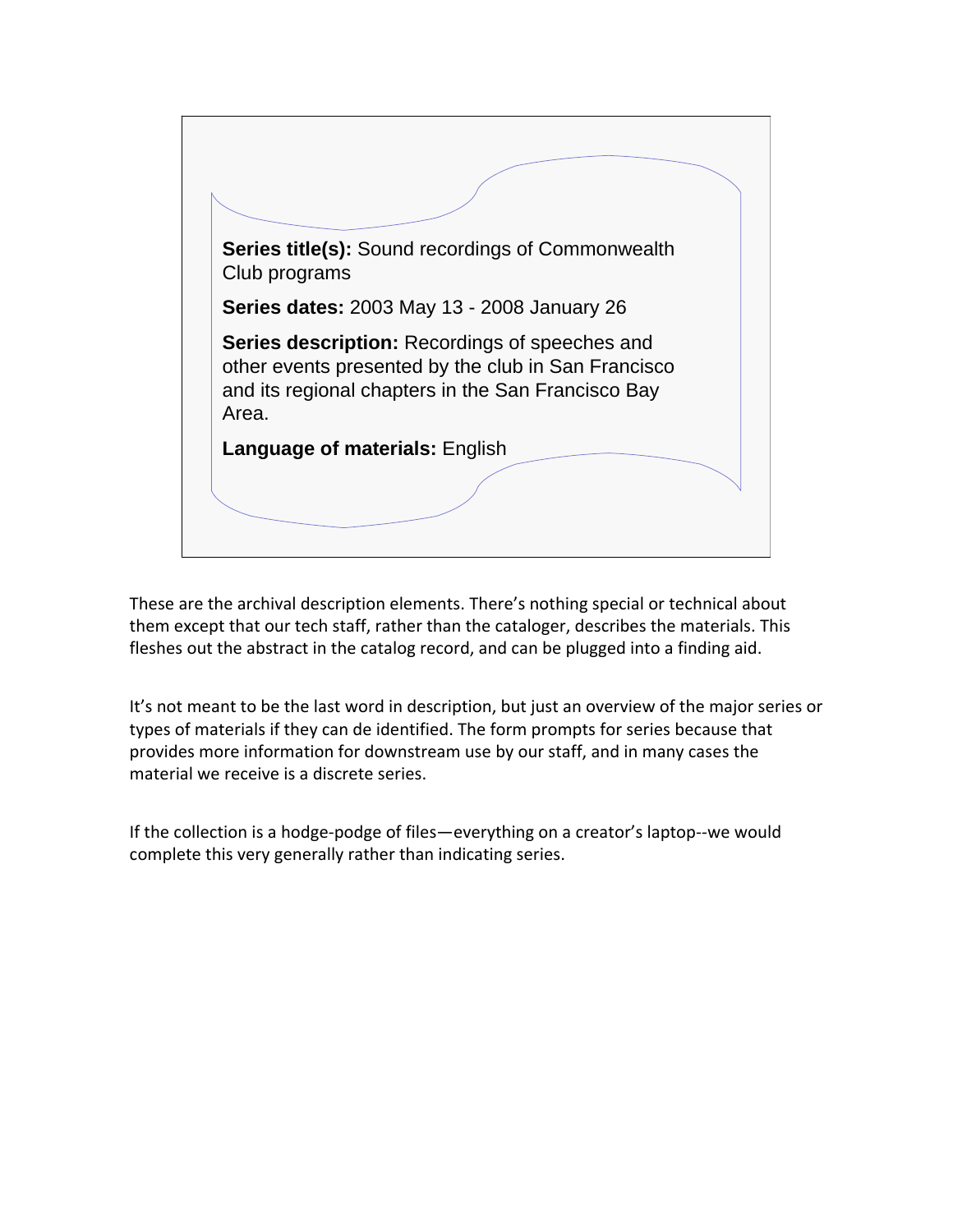**Series title(s):** Sound recordings of Commonwealth Club programs

**Series dates:** 2003 May 13 - 2008 January 26

**Series description:** Recordings of speeches and other events presented by the club in San Francisco and its regional chapters in the San Francisco Bay Area.

**Language of materials:** English

These are the archival description elements. There's nothing special or technical about them except that our tech staff, rather than the cataloger, describes the materials. This fleshes out the abstract in the catalog record, and can be plugged into a finding aid.

It's not meant to be the last word in description, but just an overview of the major series or types of materials if they can de identified. The form prompts for series because that provides more information for downstream use by our staff, and in many cases the material we receive is a discrete series.

If the collection is a hodge-podge of files—everything on a creator's laptop--we would complete this very generally rather than indicating series.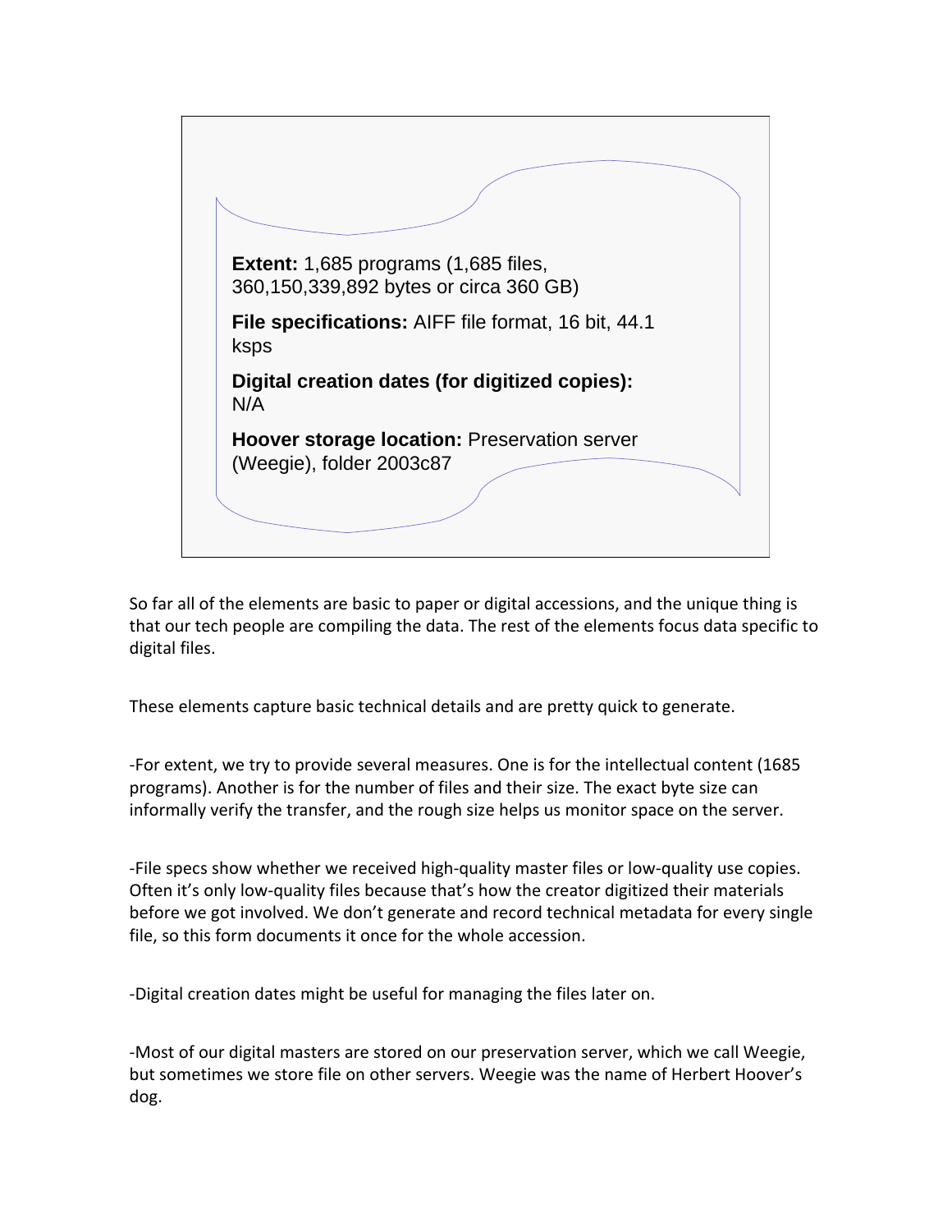**Extent:** 1,685 programs (1,685 files, 360,150,339,892 bytes or circa 360 GB)

**File specifications:** AIFF file format, 16 bit, 44.1 ksps

**Digital creation dates (for digitized copies):** N/A

**Hoover storage location:** Preservation server (Weegie), folder 2003c87

So far all of the elements are basic to paper or digital accessions, and the unique thing is that our tech people are compiling the data. The rest of the elements focus data specific to digital files.

These elements capture basic technical details and are pretty quick to generate.

-For extent, we try to provide several measures. One is for the intellectual content (1685 programs). Another is for the number of files and their size. The exact byte size can informally verify the transfer, and the rough size helps us monitor space on the server.

-File specs show whether we received high-quality master files or low-quality use copies. Often it's only low-quality files because that's how the creator digitized their materials before we got involved. We don't generate and record technical metadata for every single file, so this form documents it once for the whole accession.

-Digital creation dates might be useful for managing the files later on.

-Most of our digital masters are stored on our preservation server, which we call Weegie, but sometimes we store file on other servers. Weegie was the name of Herbert Hoover's dog.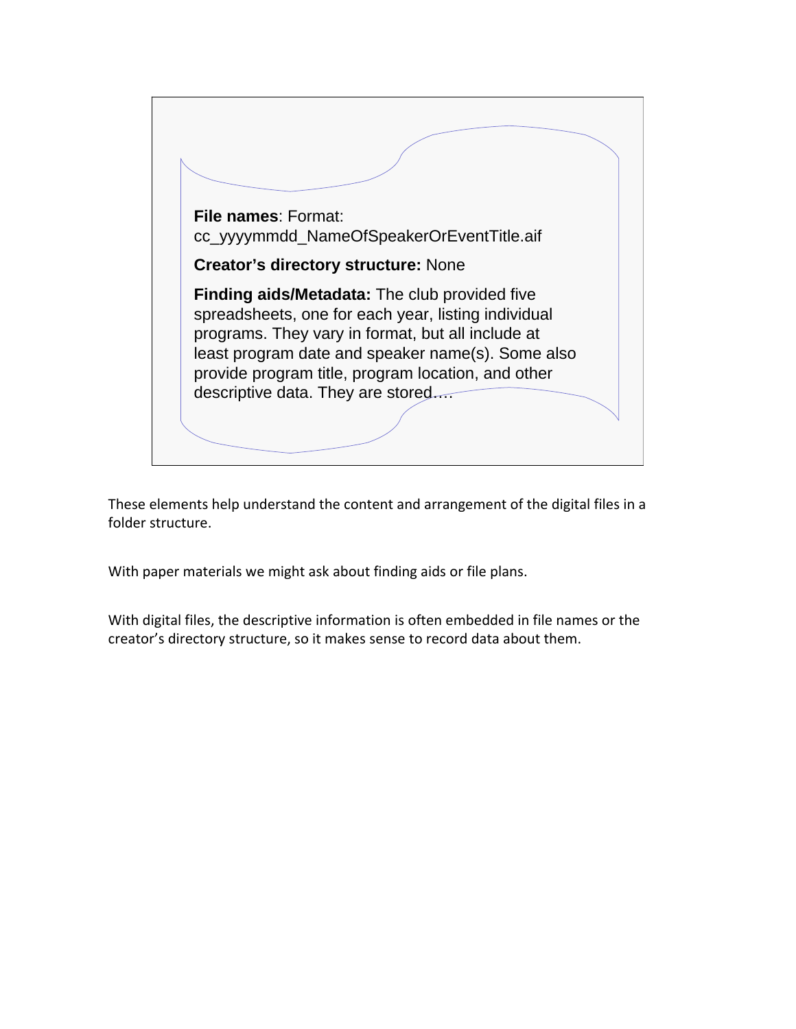**File names**: Format: cc_yyyymmdd_NameOfSpeakerOrEventTitle.aif

**Creator's directory structure:** None

**Finding aids/Metadata:** The club provided five spreadsheets, one for each year, listing individual programs. They vary in format, but all include at least program date and speaker name(s). Some also provide program title, program location, and other descriptive data. They are stored….

These elements help understand the content and arrangement of the digital files in a folder structure.

With paper materials we might ask about finding aids or file plans.

With digital files, the descriptive information is often embedded in file names or the creator's directory structure, so it makes sense to record data about them.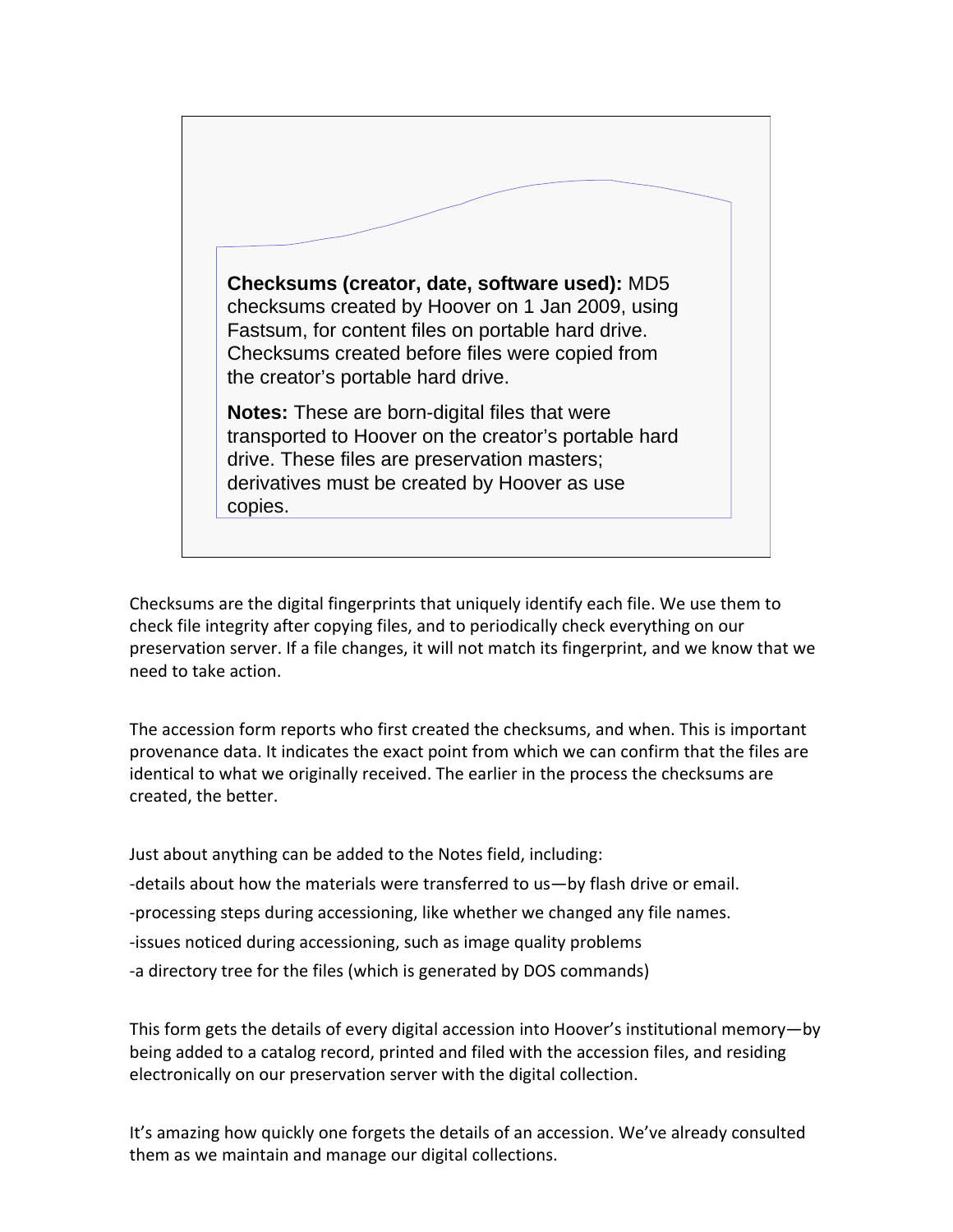**Checksums (creator, date, software used):** MD5 checksums created by Hoover on 1 Jan 2009, using Fastsum, for content files on portable hard drive. Checksums created before files were copied from the creator's portable hard drive.

**Notes:** These are born-digital files that were transported to Hoover on the creator's portable hard drive. These files are preservation masters; derivatives must be created by Hoover as use copies.

Checksums are the digital fingerprints that uniquely identify each file. We use them to check file integrity after copying files, and to periodically check everything on our preservation server. If a file changes, it will not match its fingerprint, and we know that we need to take action.

The accession form reports who first created the checksums, and when. This is important provenance data. It indicates the exact point from which we can confirm that the files are identical to what we originally received. The earlier in the process the checksums are created, the better.

Just about anything can be added to the Notes field, including:

-details about how the materials were transferred to us—by flash drive or email.

-processing steps during accessioning, like whether we changed any file names.

-issues noticed during accessioning, such as image quality problems

-a directory tree for the files (which is generated by DOS commands)

This form gets the details of every digital accession into Hoover's institutional memory—by being added to a catalog record, printed and filed with the accession files, and residing electronically on our preservation server with the digital collection.

It's amazing how quickly one forgets the details of an accession. We've already consulted them as we maintain and manage our digital collections.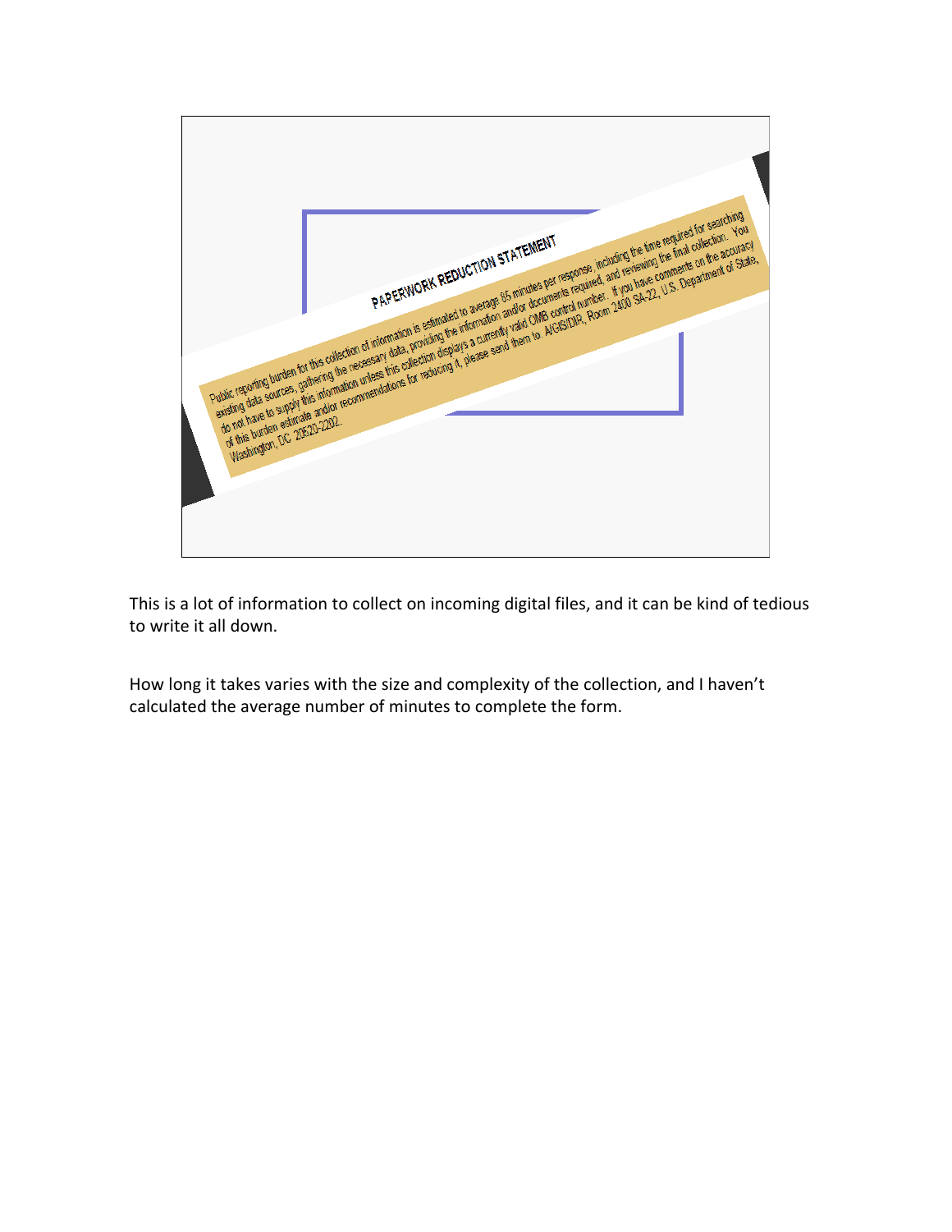PAPERWORK REDUCTION STATEMENT

Public reporting burden for this collection of information is estimated to average 85 minutes per response, including the time required for searching existing data sources, gathering the necessary data, providing the information and/or documents required, and reviewing the final collection. You do not have to supply this information unless this collection displays a currently valid OMB control number. If you have comments on the accuracy of this burden estimate and/or recommendations for reducing it, please send them to: A/GIS/DIR, Room 2400 SA-22, U.S. Department of State, Washington, DC 20520-2202.

This is a lot of information to collect on incoming digital files, and it can be kind of tedious to write it all down.

How long it takes varies with the size and complexity of the collection, and I haven't calculated the average number of minutes to complete the form.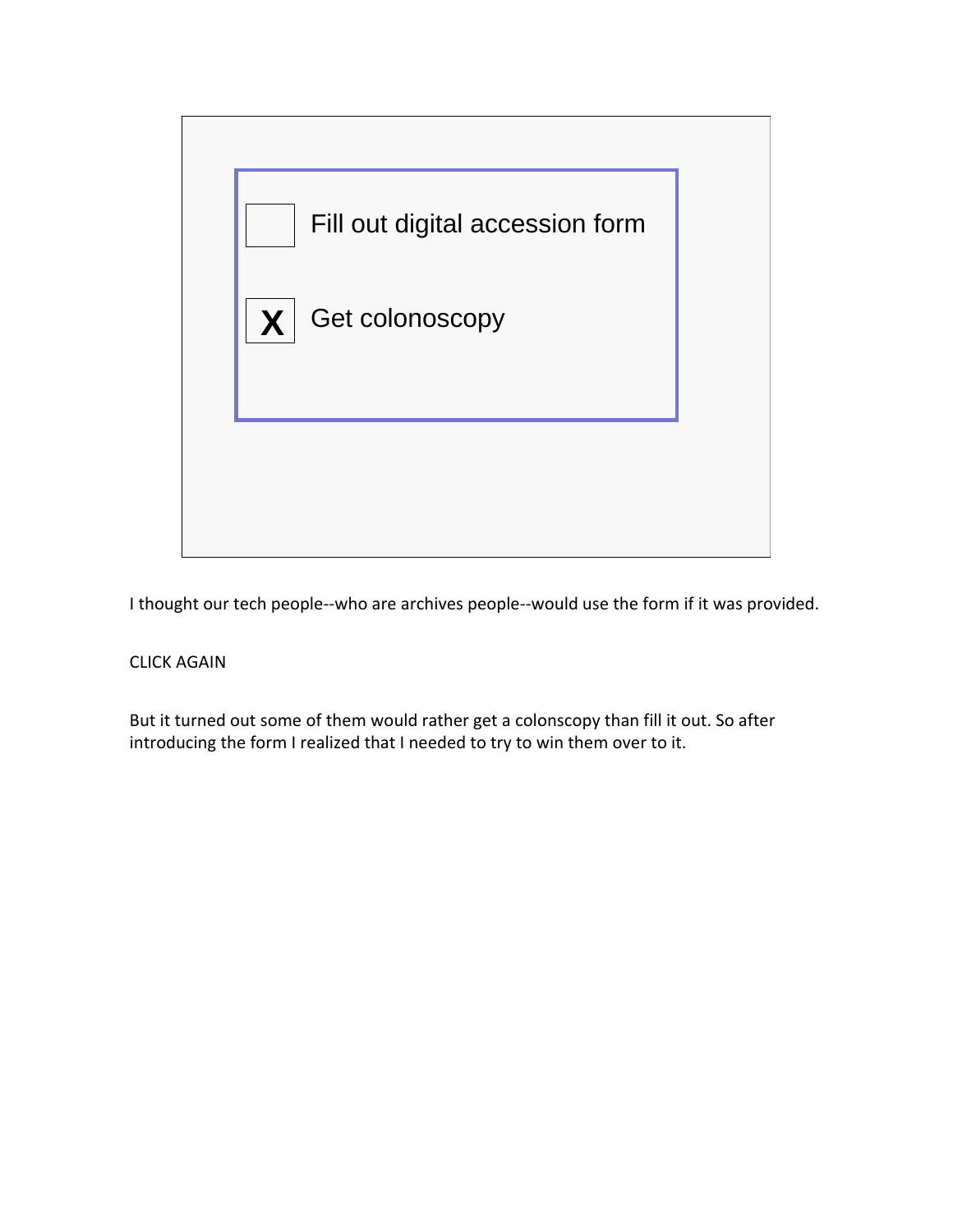- [ ] Fill out digital accession form
- [x] Get colonoscopy

I thought our tech people--who are archives people--would use the form if it was provided.

CLICK AGAIN

But it turned out some of them would rather get a colonscopy than fill it out. So after introducing the form I realized that I needed to try to win them over to it.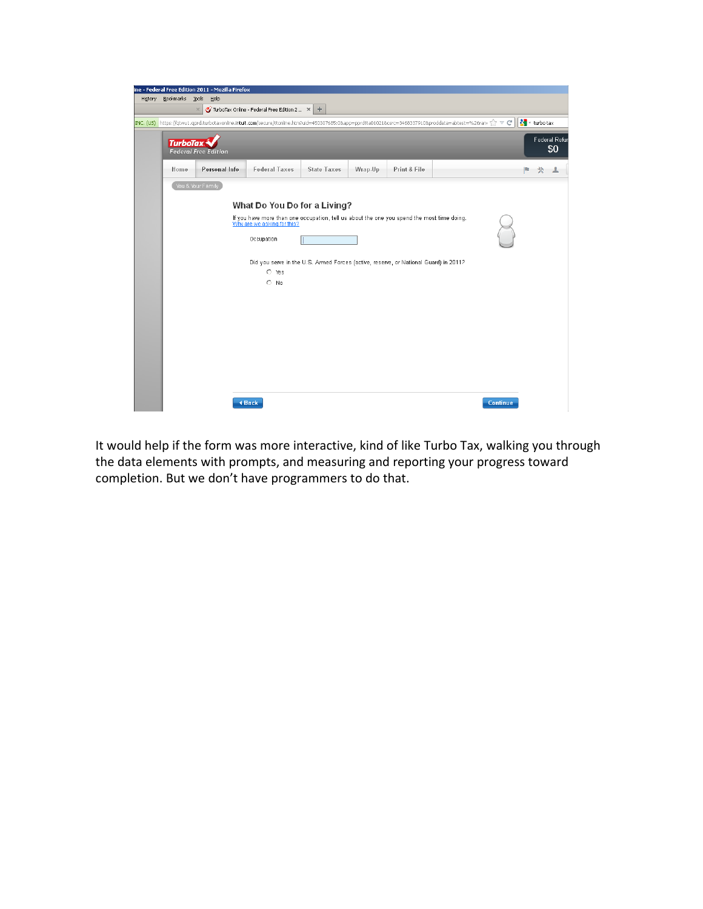It would help if the form was more interactive, kind of like Turbo Tax, walking you through the data elements with prompts, and measuring and reporting your progress toward completion. But we don't have programmers to do that.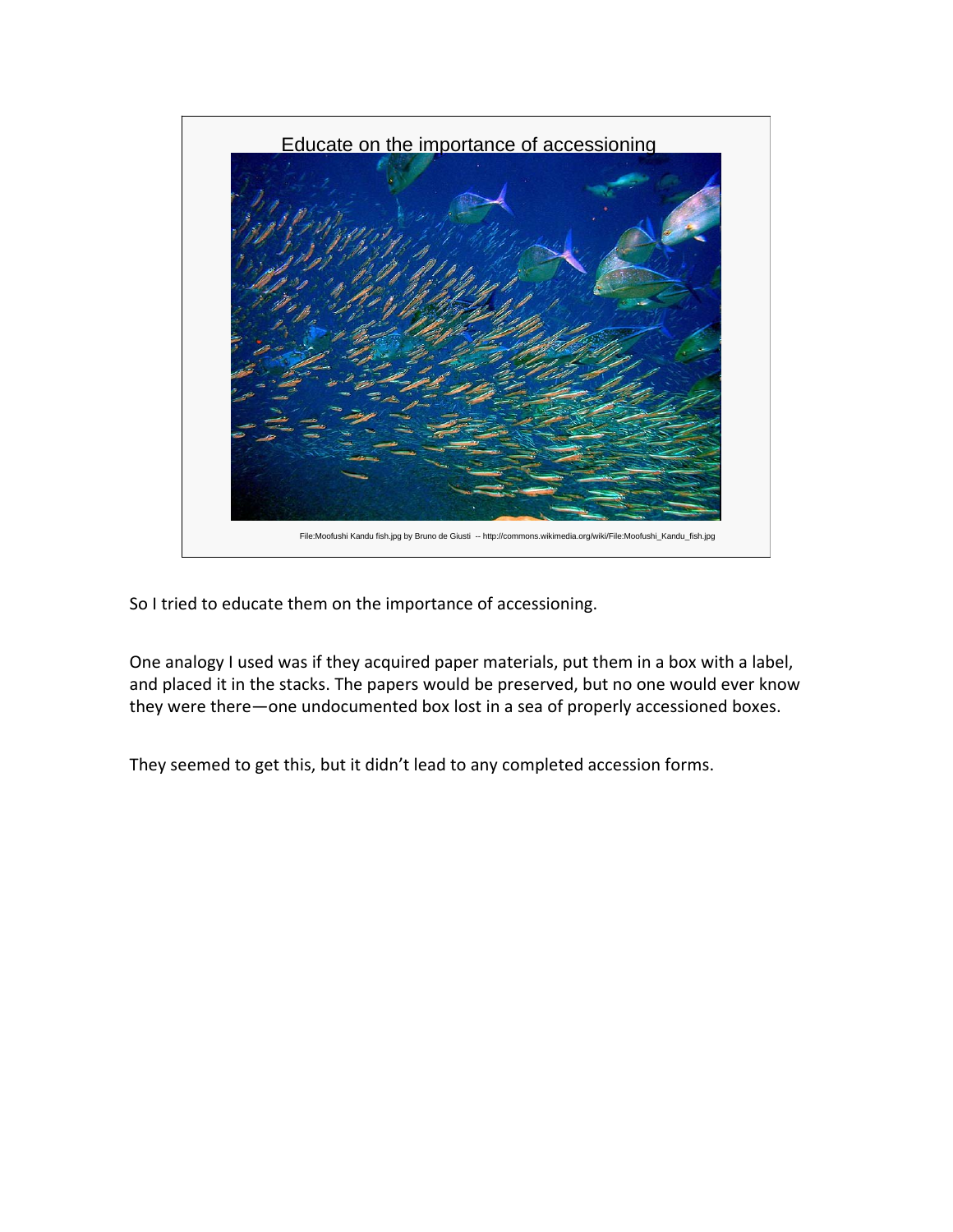Educate on the importance of accessioning

File:Moofushi Kandu fish.jpg by Bruno de Giusti -- http://commons.wikimedia.org/wiki/File:Moofushi_Kandu_fish.jpg

So I tried to educate them on the importance of accessioning.

One analogy I used was if they acquired paper materials, put them in a box with a label, and placed it in the stacks. The papers would be preserved, but no one would ever know they were there—one undocumented box lost in a sea of properly accessioned boxes.

They seemed to get this, but it didn't lead to any completed accession forms.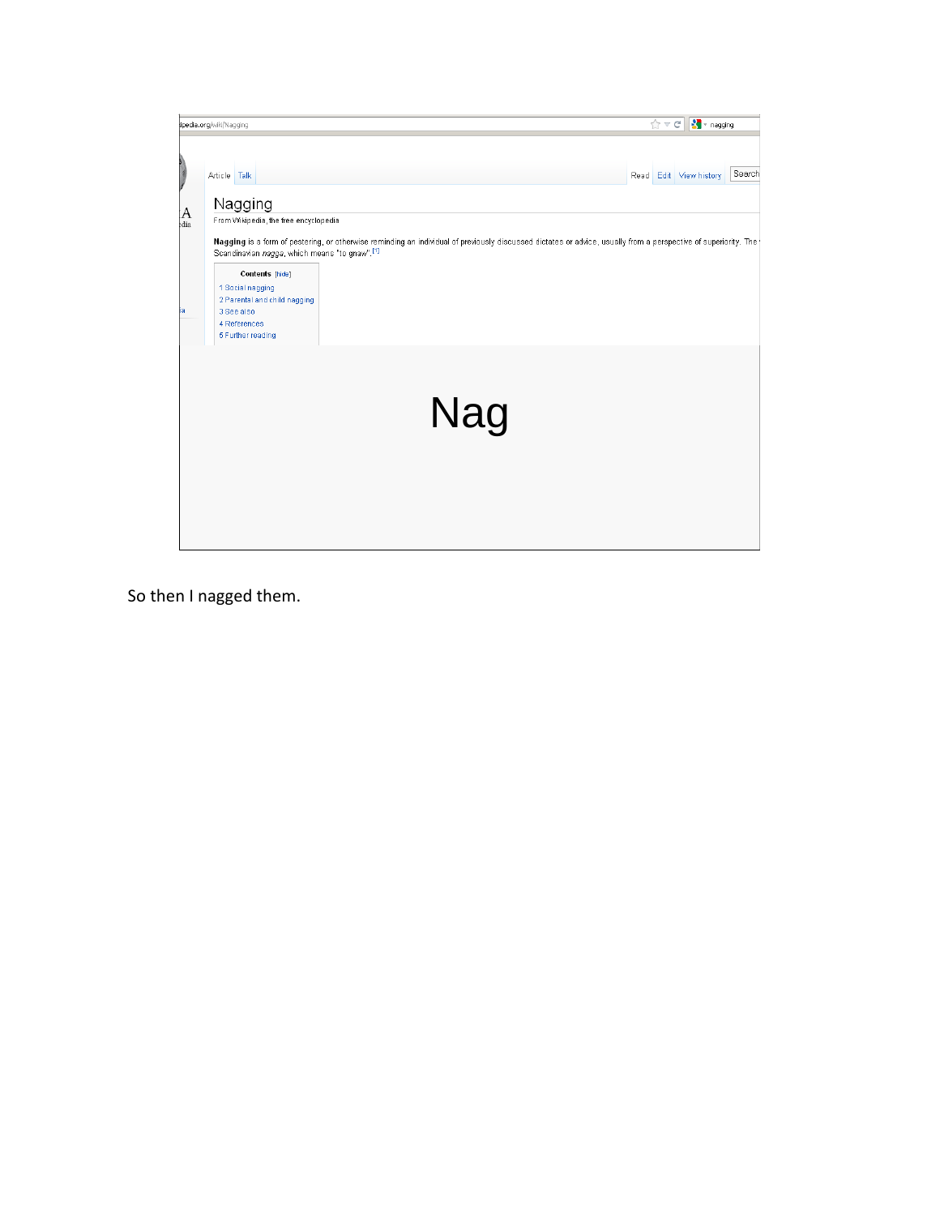ipedia.org/wiki/Nagging

Article Talk Read Edit View history Search

# Nagging

From Wikipedia, the free encyclopedia

**Nagging** is a form of pestering, or otherwise reminding an individual of previously discussed dictates or advice, usually from a perspective of superiority. The Scandinavian *nagga*, which means "to gnaw".[1]

Contents [hide]

1 Social nagging
2 Parental and child nagging
3 See also
4 References
5 Further reading

Nag

So then I nagged them.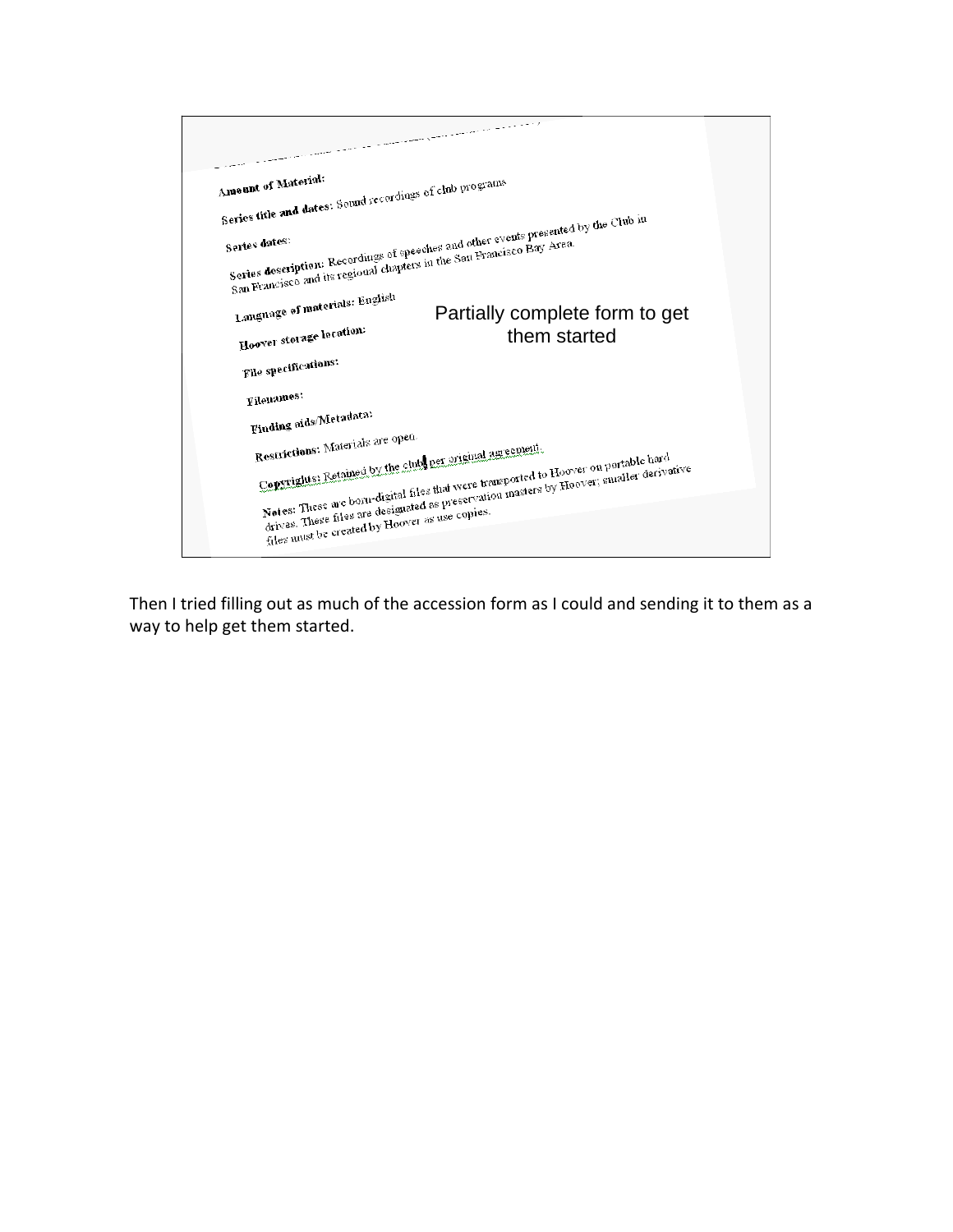**Amount of Material:**

**Series title and dates:** Sound recordings of club programs

**Series dates:**

**Series description:** Recordings of speeches and other events presented by the Club in San Francisco and its regional chapters in the San Francisco Bay Area.

**Language of materials:** English

**Hoover storage location:**

**File specifications:**

**Filenames:**

**Finding aids/Metadata:**

**Restrictions:** Materials are open.

**Copyrights:** Retained by the club per original agreement.

**Notes:** These are born-digital files that were transported to Hoover on portable hard drives. These files are designated as preservation masters by Hoover; smaller derivative files must be created by Hoover as use copies.

Partially complete form to get them started

Then I tried filling out as much of the accession form as I could and sending it to them as a way to help get them started.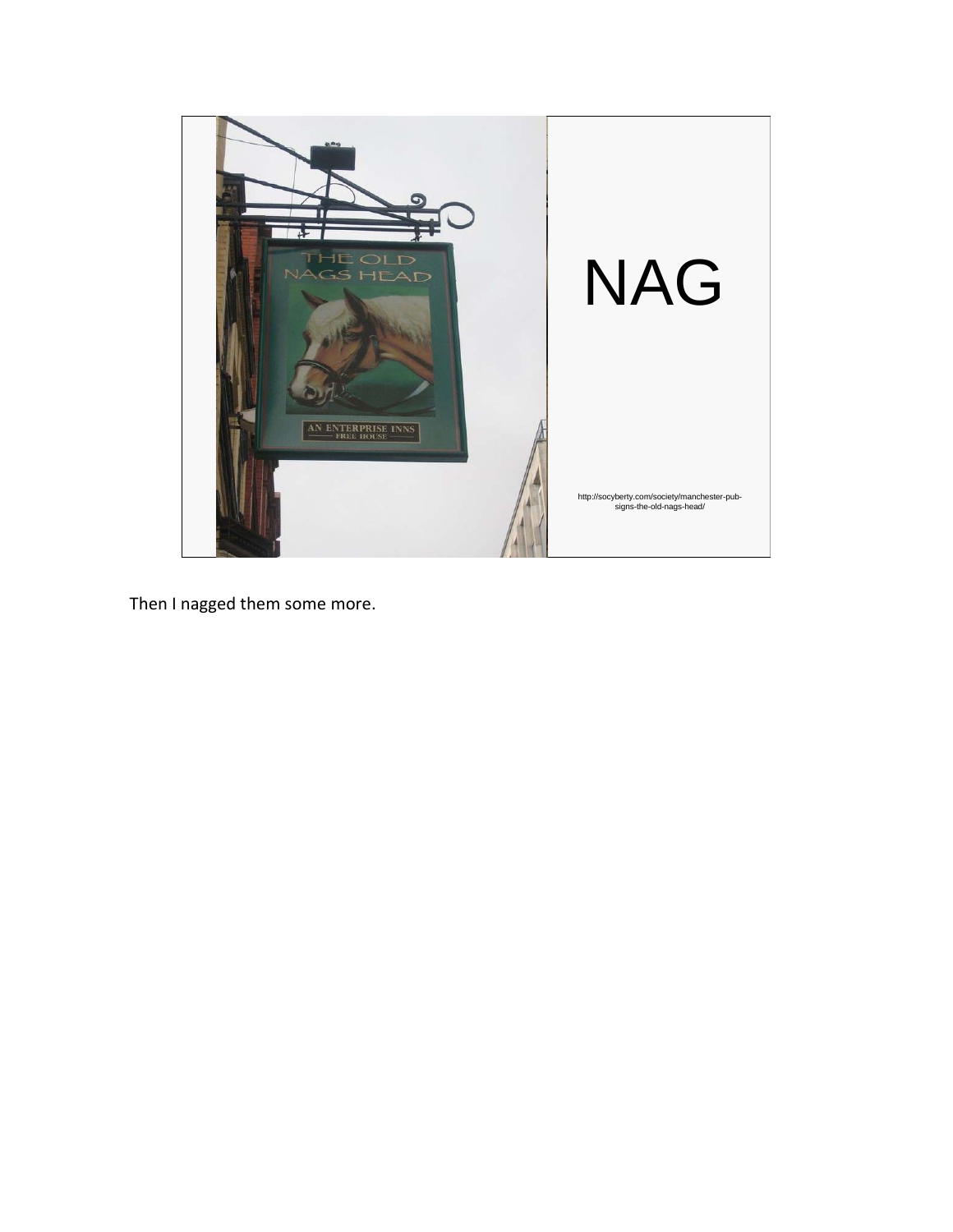NAG

http://socyberty.com/society/manchester-pub-signs-the-old-nags-head/

Then I nagged them some more.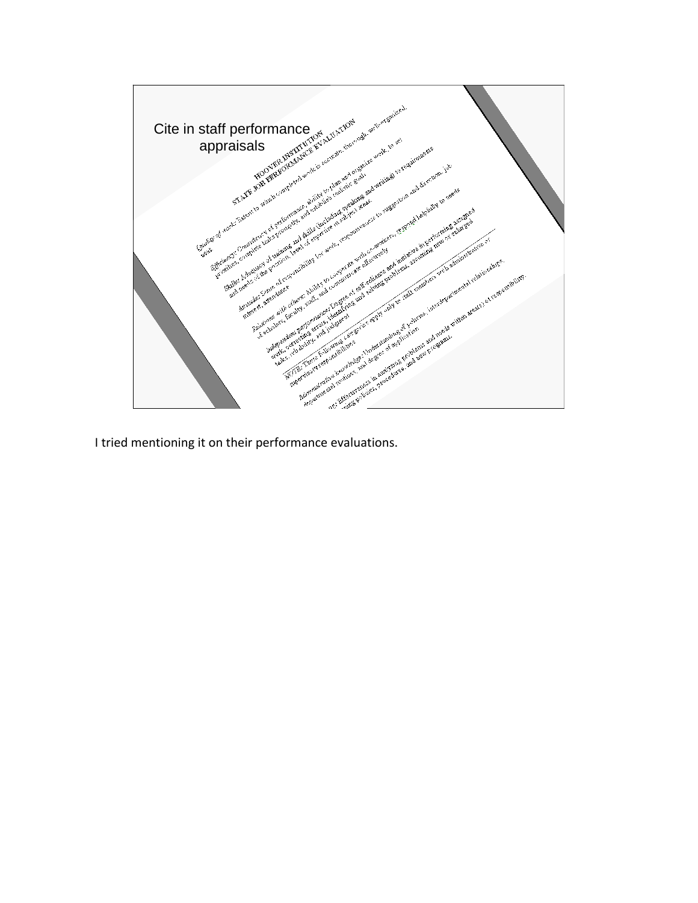Cite in staff performance appraisals

HOOVER INSTITUTION
STAFF JOB PERFORMANCE EVALUATION

*Quality of work:* Extent to which completed work is accurate, thorough, well-organized, neat

*Efficiency:* Consistency of performance, ability to plan and organize work, to set priorities, complete tasks promptly, and establish realistic goals

*Skills:* Adequacy of training and skills (including speaking and writing) to requirements and needs of the position, level of expertise in subject areas

*Attitude:* Sense of responsibility for work, responsiveness to suggestion and direction, job interest, attendance

*Relations with others:* Ability to cooperate with co-workers, respond helpfully to needs of scholars, faculty, staff, and communicate effectively

*Independent performance:* Degree of self-reliance and initiative in performing assigned work, correcting errors, identifying and solving problems, showing new or enlarged tasks, reliability, and judgment

*NOTE:* These following categories apply only to staff members with administrative or supervisory responsibilities

*Administrative knowledge:* Understanding of policies, interdepartmental relationships, departmental routines, and degree of application

...: Effectiveness in analyzing problems and needs within area(s) of responsibility, ...ting policies, procedures, and new programs.

I tried mentioning it on their performance evaluations.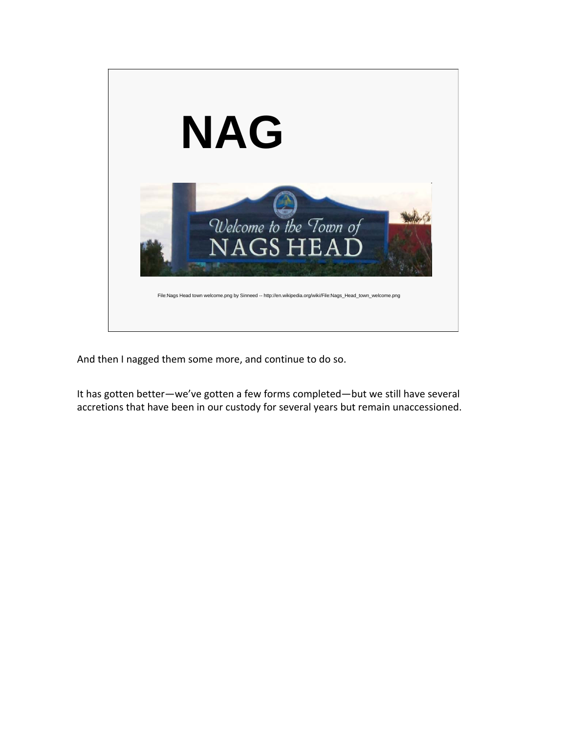# NAG

File:Nags Head town welcome.png by Sinneed -- http://en.wikipedia.org/wiki/File:Nags_Head_town_welcome.png

And then I nagged them some more, and continue to do so.

It has gotten better—we've gotten a few forms completed—but we still have several accretions that have been in our custody for several years but remain unaccessioned.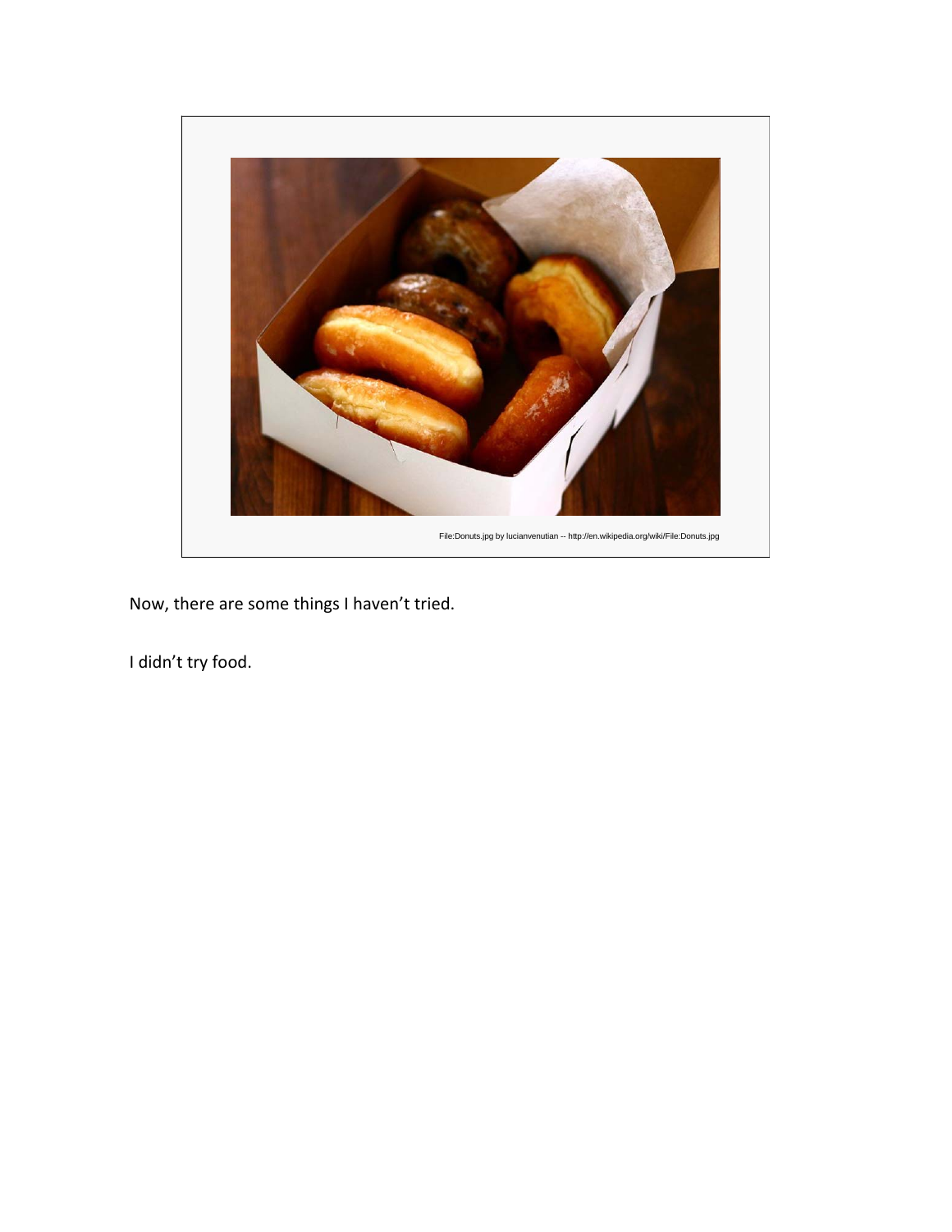File:Donuts.jpg by lucianvenutian -- http://en.wikipedia.org/wiki/File:Donuts.jpg

Now, there are some things I haven't tried.

I didn't try food.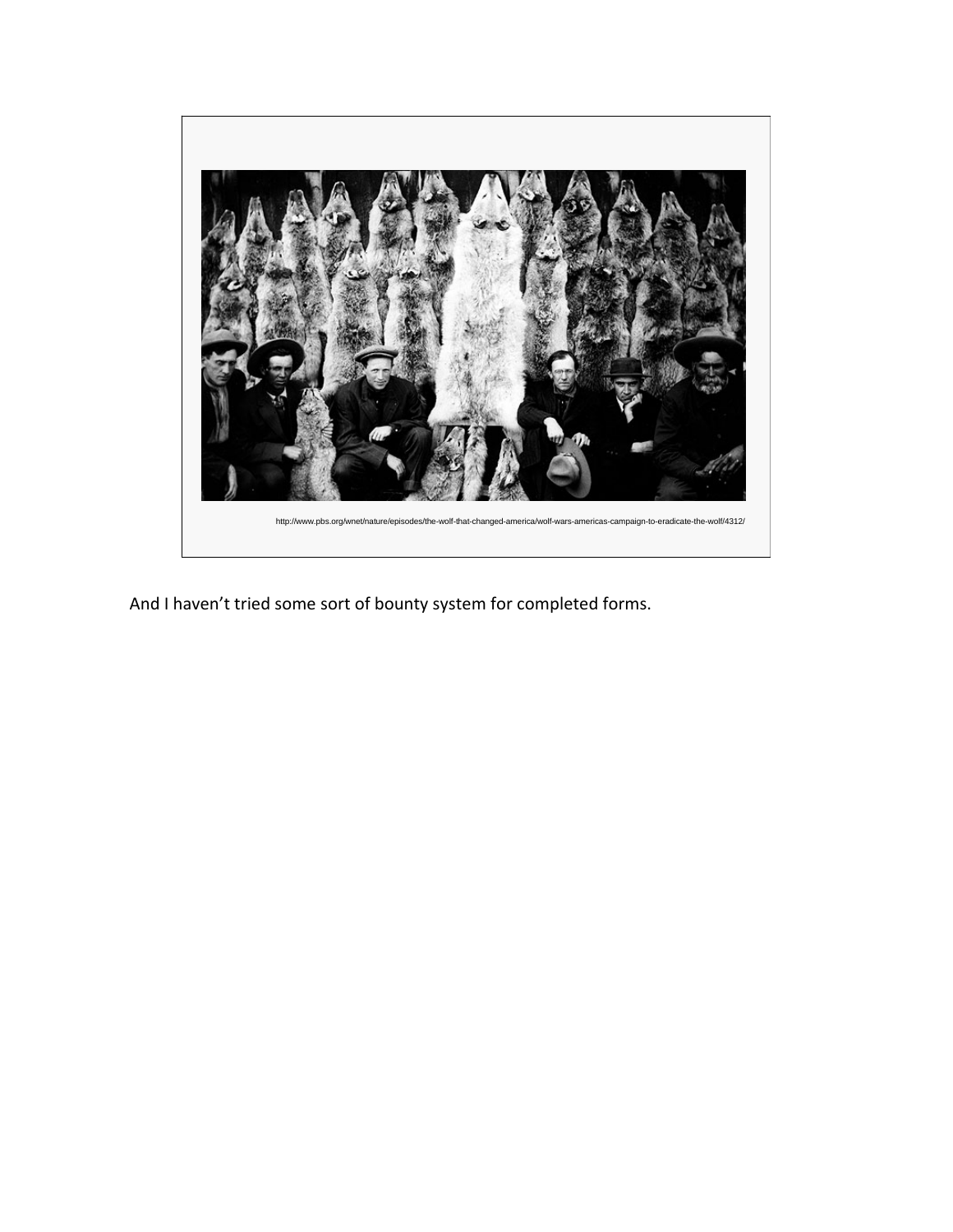http://www.pbs.org/wnet/nature/episodes/the-wolf-that-changed-america/wolf-wars-americas-campaign-to-eradicate-the-wolf/4312/

And I haven't tried some sort of bounty system for completed forms.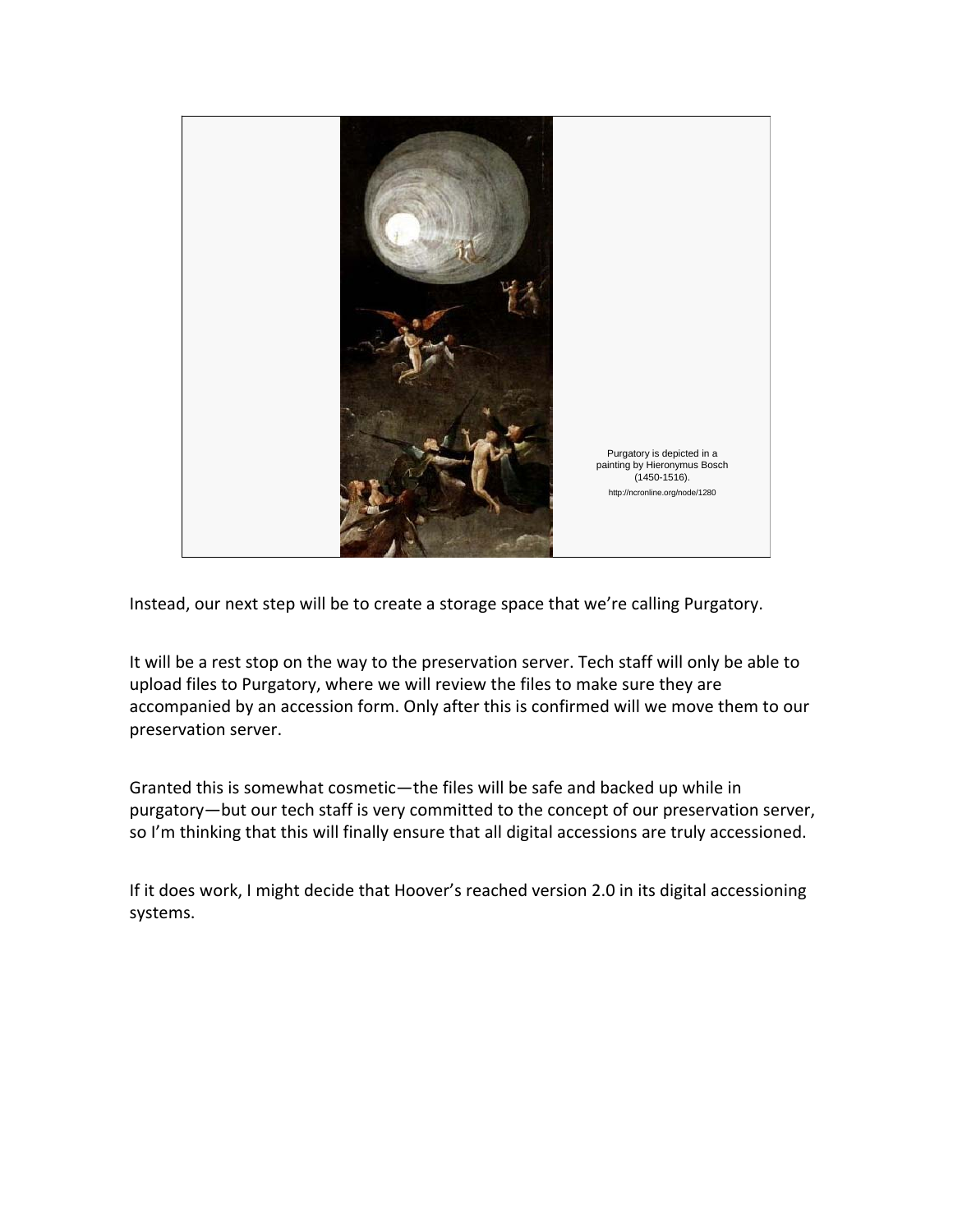Purgatory is depicted in a painting by Hieronymus Bosch (1450-1516).

http://ncronline.org/node/1280

Instead, our next step will be to create a storage space that we're calling Purgatory.

It will be a rest stop on the way to the preservation server. Tech staff will only be able to upload files to Purgatory, where we will review the files to make sure they are accompanied by an accession form. Only after this is confirmed will we move them to our preservation server.

Granted this is somewhat cosmetic—the files will be safe and backed up while in purgatory—but our tech staff is very committed to the concept of our preservation server, so I'm thinking that this will finally ensure that all digital accessions are truly accessioned.

If it does work, I might decide that Hoover's reached version 2.0 in its digital accessioning systems.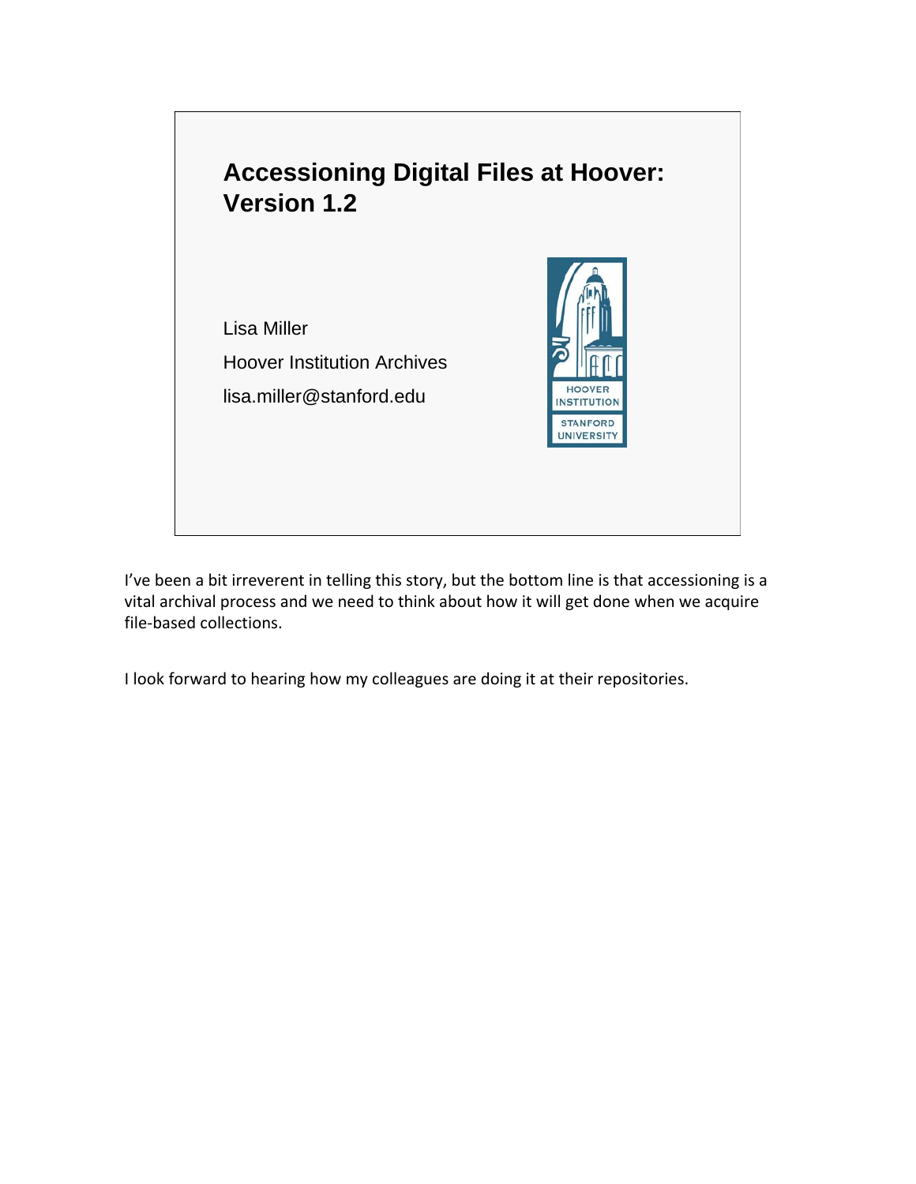## Accessioning Digital Files at Hoover: Version 1.2

Lisa Miller

Hoover Institution Archives

lisa.miller@stanford.edu

HOOVER INSTITUTION

STANFORD UNIVERSITY

I've been a bit irreverent in telling this story, but the bottom line is that accessioning is a vital archival process and we need to think about how it will get done when we acquire file-based collections.

I look forward to hearing how my colleagues are doing it at their repositories.